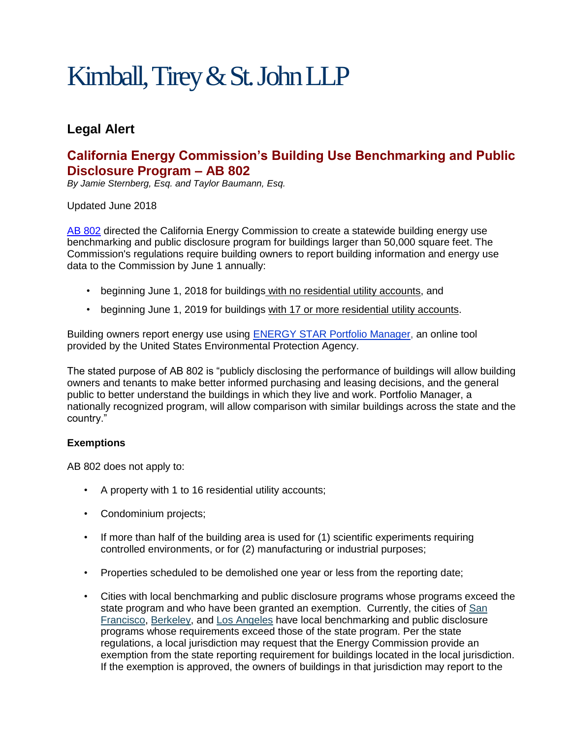# Kimball, Tirey & St. John LLP

## Legal Alert

## California Energy Commission's Building Use Benchmarking and Public Disclosure Program – AB 802

*By Jamie Sternberg, Esq. and Taylor Baumann, Esq.*

Updated June 2018

AB 802 directed the California Energy Commission to create a statewide building energy use benchmarking and public disclosure program for buildings larger than 50,000 square feet. The Commission's regulations require building owners to report building information and energy use data to the Commission by June 1 annually:

- beginning June 1, 2018 for buildings with no residential utility accounts, and
- beginning June 1, 2019 for buildings with 17 or more residential utility accounts.

Building owners report energy use using ENERGY STAR Portfolio Manager, an online tool provided by the United States Environmental Protection Agency.

The stated purpose of AB 802 is "publicly disclosing the performance of buildings will allow building owners and tenants to make better informed purchasing and leasing decisions, and the general public to better understand the buildings in which they live and work. Portfolio Manager, a nationally recognized program, will allow comparison with similar buildings across the state and the country."

**Exemptions**

AB 802 does not apply to:

- A property with 1 to 16 residential utility accounts;
- Condominium projects;
- If more than half of the building area is used for (1) scientific experiments requiring controlled environments, or for (2) manufacturing or industrial purposes;
- Properties scheduled to be demolished one year or less from the reporting date;
- Cities with local benchmarking and public disclosure programs whose programs exceed the state program and who have been granted an exemption. Currently, the cities of San Francisco, Berkeley, and Los Angeles have local benchmarking and public disclosure programs whose requirements exceed those of the state program. Per the state regulations, a local jurisdiction may request that the Energy Commission provide an exemption from the state reporting requirement for buildings located in the local jurisdiction. If the exemption is approved, the owners of buildings in that jurisdiction may report to the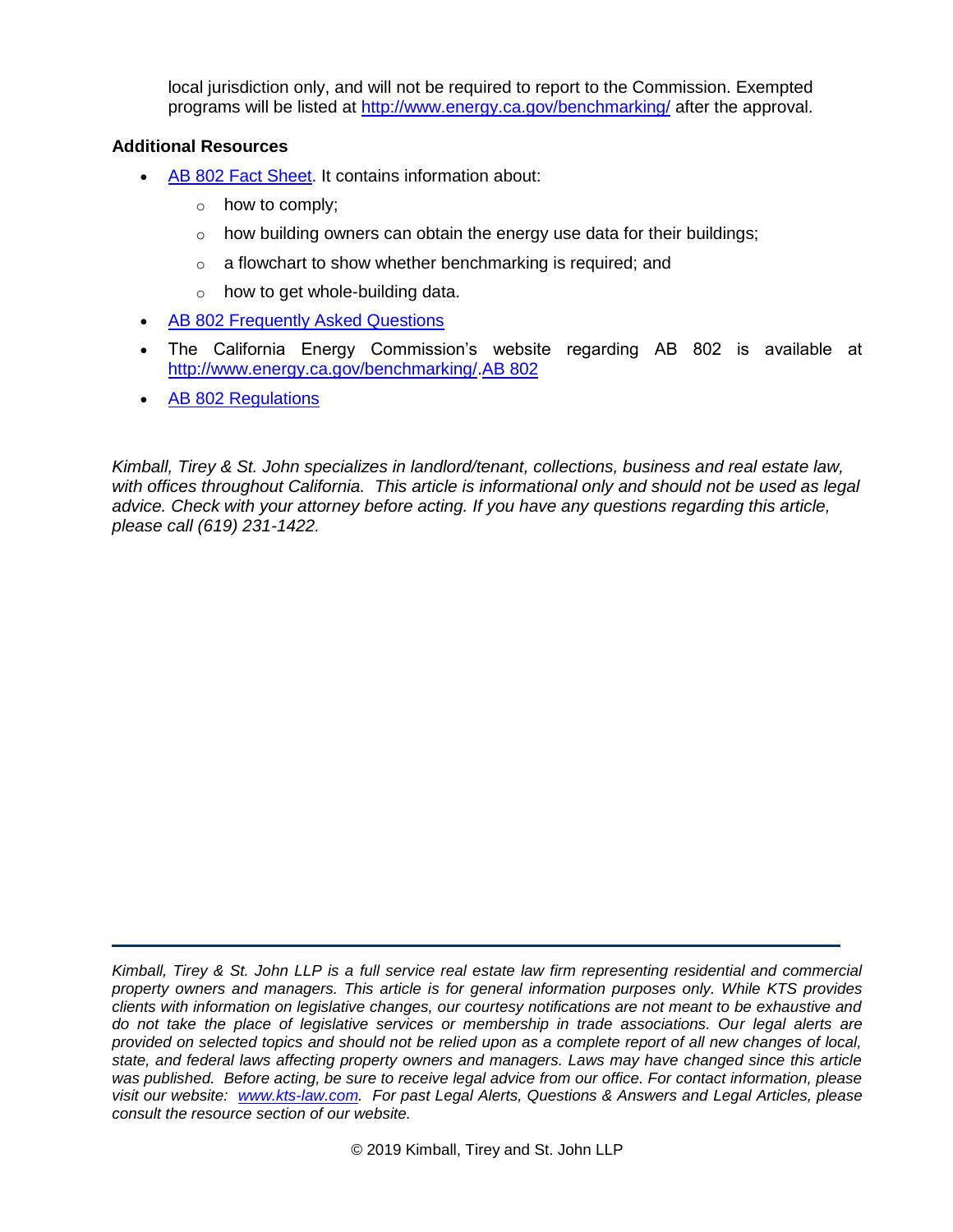local jurisdiction only, and will not be required to report to the Commission. Exempted programs will be listed at http://www.energy.ca.gov/benchmarking/ after the approval.

**Additional Resources**

- AB 802 Fact Sheet. It contains information about:
  - how to comply;
  - how building owners can obtain the energy use data for their buildings;
  - a flowchart to show whether benchmarking is required; and
  - how to get whole-building data.
- AB 802 Frequently Asked Questions
- The California Energy Commission's website regarding AB 802 is available at http://www.energy.ca.gov/benchmarking/.AB 802
- AB 802 Regulations

*Kimball, Tirey & St. John specializes in landlord/tenant, collections, business and real estate law, with offices throughout California. This article is informational only and should not be used as legal advice. Check with your attorney before acting. If you have any questions regarding this article, please call (619) 231-1422.*

---

*Kimball, Tirey & St. John LLP is a full service real estate law firm representing residential and commercial property owners and managers. This article is for general information purposes only. While KTS provides clients with information on legislative changes, our courtesy notifications are not meant to be exhaustive and do not take the place of legislative services or membership in trade associations. Our legal alerts are provided on selected topics and should not be relied upon as a complete report of all new changes of local, state, and federal laws affecting property owners and managers. Laws may have changed since this article was published. Before acting, be sure to receive legal advice from our office. For contact information, please visit our website: www.kts-law.com. For past Legal Alerts, Questions & Answers and Legal Articles, please consult the resource section of our website.*

© 2019 Kimball, Tirey and St. John LLP